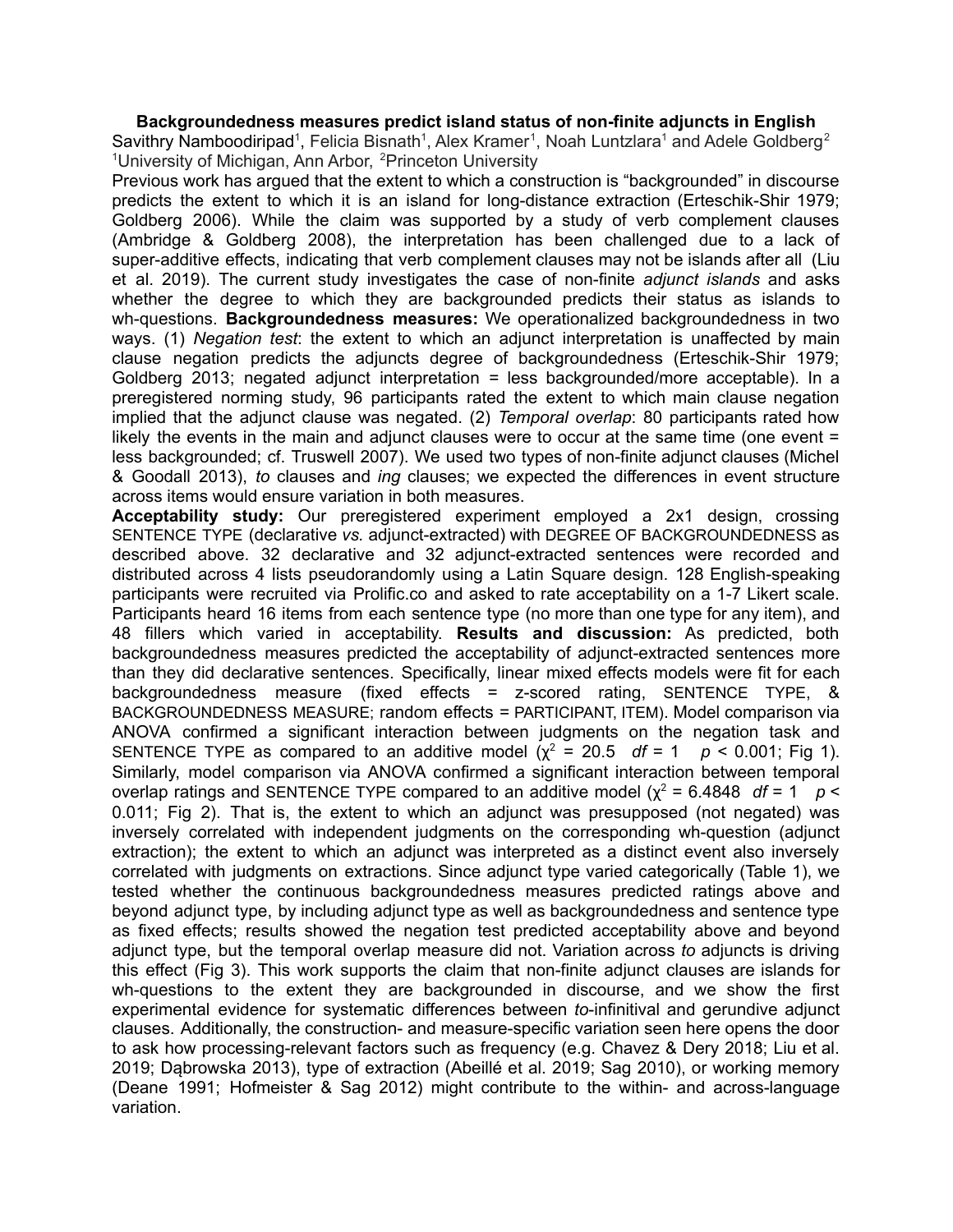# Backgroundedness measures predict island status of non-finite adjuncts in English

Savithry Namboodiripad[1], Felicia Bisnath[1], Alex Kramer[1], Noah Luntzlara[1] and Adele Goldberg[2]
[1]University of Michigan, Ann Arbor, [2]Princeton University

Previous work has argued that the extent to which a construction is "backgrounded" in discourse predicts the extent to which it is an island for long-distance extraction (Erteschik-Shir 1979; Goldberg 2006). While the claim was supported by a study of verb complement clauses (Ambridge & Goldberg 2008), the interpretation has been challenged due to a lack of super-additive effects, indicating that verb complement clauses may not be islands after all (Liu et al. 2019). The current study investigates the case of non-finite *adjunct islands* and asks whether the degree to which they are backgrounded predicts their status as islands to wh-questions. **Backgroundedness measures:** We operationalized backgroundedness in two ways. (1) *Negation test*: the extent to which an adjunct interpretation is unaffected by main clause negation predicts the adjuncts degree of backgroundedness (Erteschik-Shir 1979; Goldberg 2013; negated adjunct interpretation = less backgrounded/more acceptable). In a preregistered norming study, 96 participants rated the extent to which main clause negation implied that the adjunct clause was negated. (2) *Temporal overlap*: 80 participants rated how likely the events in the main and adjunct clauses were to occur at the same time (one event = less backgrounded; cf. Truswell 2007). We used two types of non-finite adjunct clauses (Michel & Goodall 2013), *to* clauses and *ing* clauses; we expected the differences in event structure across items would ensure variation in both measures.

**Acceptability study:** Our preregistered experiment employed a 2x1 design, crossing SENTENCE TYPE (declarative *vs.* adjunct-extracted) with DEGREE OF BACKGROUNDEDNESS as described above. 32 declarative and 32 adjunct-extracted sentences were recorded and distributed across 4 lists pseudorandomly using a Latin Square design. 128 English-speaking participants were recruited via Prolific.co and asked to rate acceptability on a 1-7 Likert scale. Participants heard 16 items from each sentence type (no more than one type for any item), and 48 fillers which varied in acceptability. **Results and discussion:** As predicted, both backgroundedness measures predicted the acceptability of adjunct-extracted sentences more than they did declarative sentences. Specifically, linear mixed effects models were fit for each backgroundedness measure (fixed effects = z-scored rating, SENTENCE TYPE, & BACKGROUNDEDNESS MEASURE; random effects = PARTICIPANT, ITEM). Model comparison via ANOVA confirmed a significant interaction between judgments on the negation task and SENTENCE TYPE as compared to an additive model ($\chi^2$ = 20.5 *df* = 1 $p$ < 0.001; Fig 1). Similarly, model comparison via ANOVA confirmed a significant interaction between temporal overlap ratings and SENTENCE TYPE compared to an additive model ($\chi^2$ = 6.4848 *df* = 1 $p$ < 0.011; Fig 2). That is, the extent to which an adjunct was presupposed (not negated) was inversely correlated with independent judgments on the corresponding wh-question (adjunct extraction); the extent to which an adjunct was interpreted as a distinct event also inversely correlated with judgments on extractions. Since adjunct type varied categorically (Table 1), we tested whether the continuous backgroundedness measures predicted ratings above and beyond adjunct type, by including adjunct type as well as backgroundedness and sentence type as fixed effects; results showed the negation test predicted acceptability above and beyond adjunct type, but the temporal overlap measure did not. Variation across *to* adjuncts is driving this effect (Fig 3). This work supports the claim that non-finite adjunct clauses are islands for wh-questions to the extent they are backgrounded in discourse, and we show the first experimental evidence for systematic differences between *to*-infinitival and gerundive adjunct clauses. Additionally, the construction- and measure-specific variation seen here opens the door to ask how processing-relevant factors such as frequency (e.g. Chavez & Dery 2018; Liu et al. 2019; Dąbrowska 2013), type of extraction (Abeillé et al. 2019; Sag 2010), or working memory (Deane 1991; Hofmeister & Sag 2012) might contribute to the within- and across-language variation.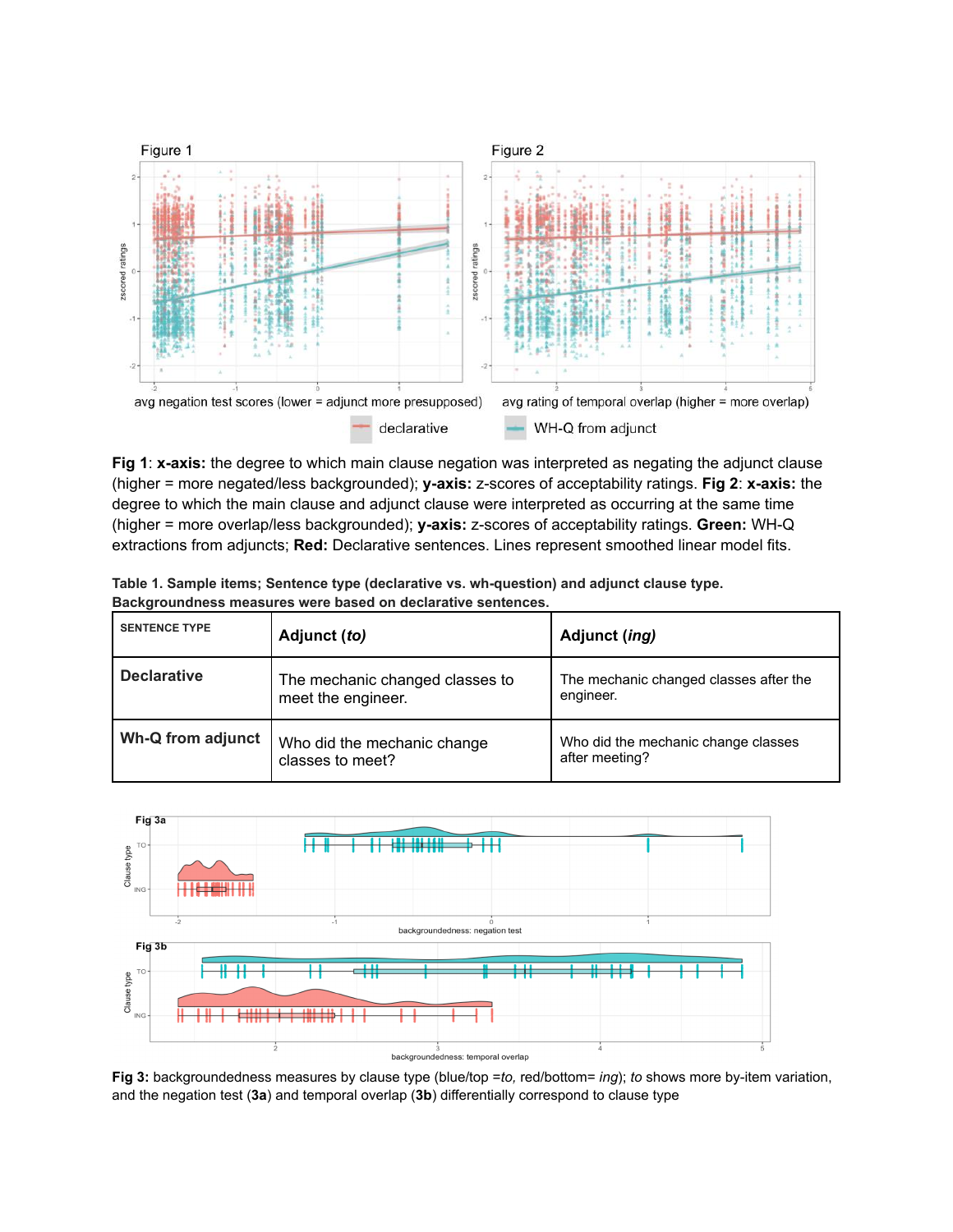Figure 1

zscored ratings

2
1
0
-1
-2

-2
-1
0
1

avg negation test scores (lower = adjunct more presupposed)

Figure 2

zscored ratings

2
1
0
-1
-2

2
3
4
5

avg rating of temporal overlap (higher = more overlap)

declarative

WH-Q from adjunct

**Fig 1**: **x-axis:** the degree to which main clause negation was interpreted as negating the adjunct clause (higher = more negated/less backgrounded); **y-axis:** z-scores of acceptability ratings. **Fig 2**: **x-axis:** the degree to which the main clause and adjunct clause were interpreted as occurring at the same time (higher = more overlap/less backgrounded); **y-axis:** z-scores of acceptability ratings. **Green:** WH-Q extractions from adjuncts; **Red:** Declarative sentences. Lines represent smoothed linear model fits.

**Table 1. Sample items; Sentence type (declarative vs. wh-question) and adjunct clause type. Backgroundness measures were based on declarative sentences.**

| SENTENCE TYPE | Adjunct (*to*) | Adjunct (*ing*) |
|---|---|---|
| **Declarative** | The mechanic changed classes to meet the engineer. | The mechanic changed classes after the engineer. |
| **Wh-Q from adjunct** | Who did the mechanic change classes to meet? | Who did the mechanic change classes after meeting? |

Fig 3a

Clause type

TO

ING

-2
-1
0
1

backgroundedness: negation test

Fig 3b

Clause type

TO

ING

2
3
4
5

backgroundedness: temporal overlap

**Fig 3:** backgroundedness measures by clause type (blue/top =*to,* red/bottom= *ing*); *to* shows more by-item variation, and the negation test (**3a**) and temporal overlap (**3b**) differentially correspond to clause type